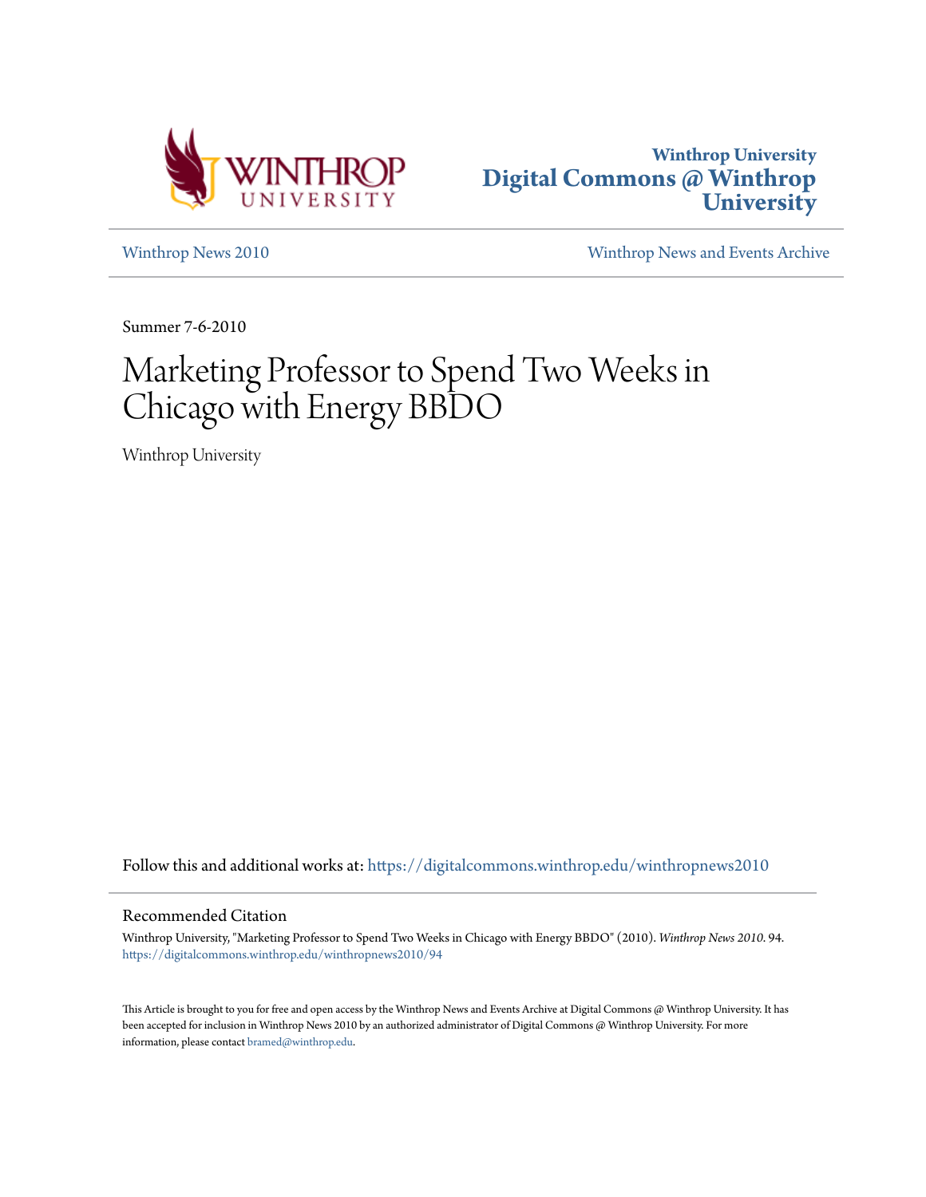Winthrop University
# Digital Commons @ Winthrop University

[Winthrop News 2010](#) [Winthrop News and Events Archive](#)

Summer 7-6-2010

# Marketing Professor to Spend Two Weeks in Chicago with Energy BBDO

Winthrop University

Follow this and additional works at: https://digitalcommons.winthrop.edu/winthropnews2010

## Recommended Citation

Winthrop University, "Marketing Professor to Spend Two Weeks in Chicago with Energy BBDO" (2010). *Winthrop News 2010*. 94.
https://digitalcommons.winthrop.edu/winthropnews2010/94

This Article is brought to you for free and open access by the Winthrop News and Events Archive at Digital Commons @ Winthrop University. It has been accepted for inclusion in Winthrop News 2010 by an authorized administrator of Digital Commons @ Winthrop University. For more information, please contact bramed@winthrop.edu.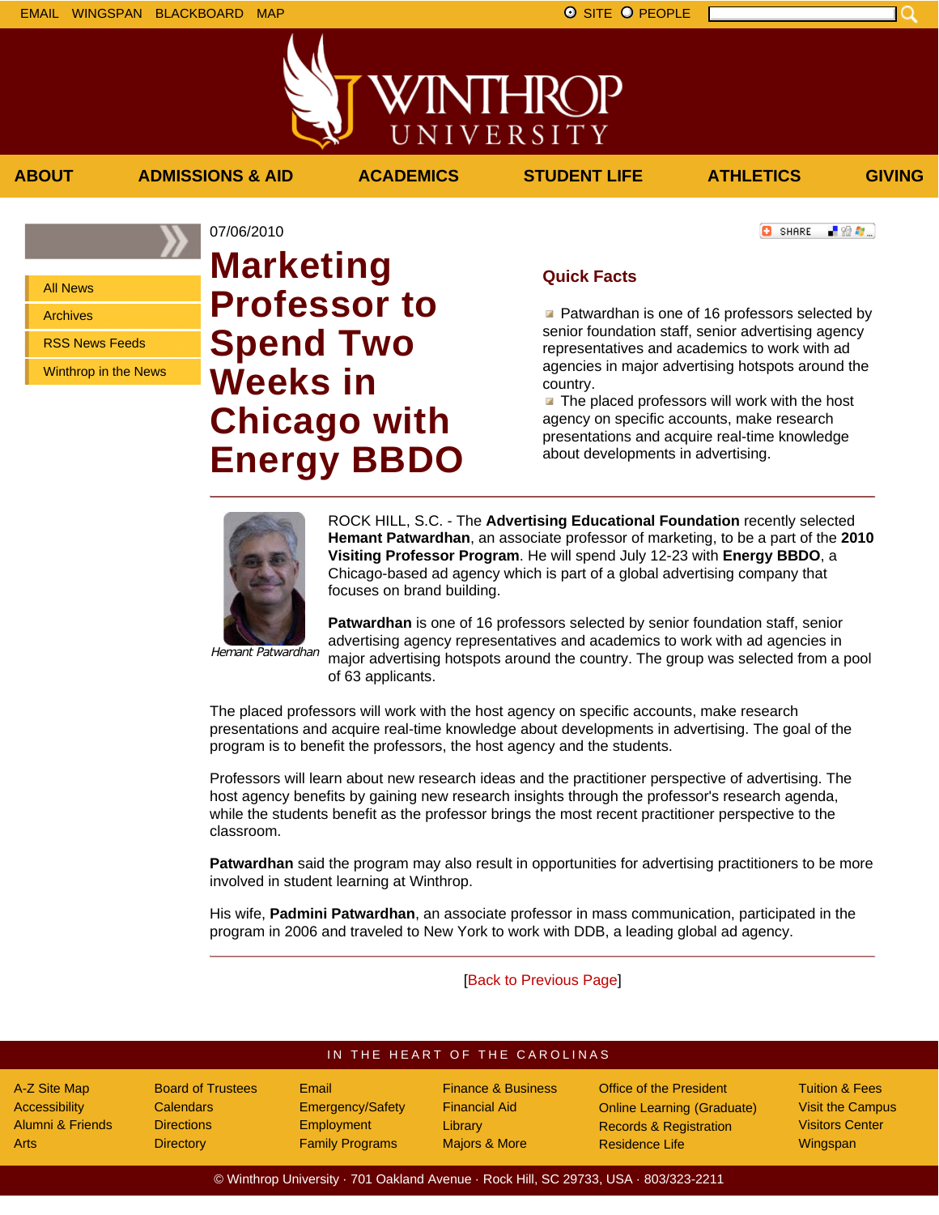EMAIL WINGSPAN BLACKBOARD MAP

SITE PEOPLE

WINTHROP UNIVERSITY

ABOUT | ADMISSIONS & AID | ACADEMICS | STUDENT LIFE | ATHLETICS | GIVING

- All News
- Archives
- RSS News Feeds
- Winthrop in the News

07/06/2010

# Marketing Professor to Spend Two Weeks in Chicago with Energy BBDO

### Quick Facts

- Patwardhan is one of 16 professors selected by senior foundation staff, senior advertising agency representatives and academics to work with ad agencies in major advertising hotspots around the country.
- The placed professors will work with the host agency on specific accounts, make research presentations and acquire real-time knowledge about developments in advertising.

*Hemant Patwardhan*

ROCK HILL, S.C. - The **Advertising Educational Foundation** recently selected **Hemant Patwardhan**, an associate professor of marketing, to be a part of the **2010 Visiting Professor Program**. He will spend July 12-23 with **Energy BBDO**, a Chicago-based ad agency which is part of a global advertising company that focuses on brand building.

**Patwardhan** is one of 16 professors selected by senior foundation staff, senior advertising agency representatives and academics to work with ad agencies in major advertising hotspots around the country. The group was selected from a pool of 63 applicants.

The placed professors will work with the host agency on specific accounts, make research presentations and acquire real-time knowledge about developments in advertising. The goal of the program is to benefit the professors, the host agency and the students.

Professors will learn about new research ideas and the practitioner perspective of advertising. The host agency benefits by gaining new research insights through the professor's research agenda, while the students benefit as the professor brings the most recent practitioner perspective to the classroom.

**Patwardhan** said the program may also result in opportunities for advertising practitioners to be more involved in student learning at Winthrop.

His wife, **Padmini Patwardhan**, an associate professor in mass communication, participated in the program in 2006 and traveled to New York to work with DDB, a leading global ad agency.

[Back to Previous Page]

IN THE HEART OF THE CAROLINAS

A-Z Site Map · Accessibility · Alumni & Friends · Arts · Board of Trustees · Calendars · Directions · Directory · Email · Emergency/Safety · Employment · Family Programs · Finance & Business · Financial Aid · Library · Majors & More · Office of the President · Online Learning (Graduate) · Records & Registration · Residence Life · Tuition & Fees · Visit the Campus · Visitors Center · Wingspan

© Winthrop University · 701 Oakland Avenue · Rock Hill, SC 29733, USA · 803/323-2211